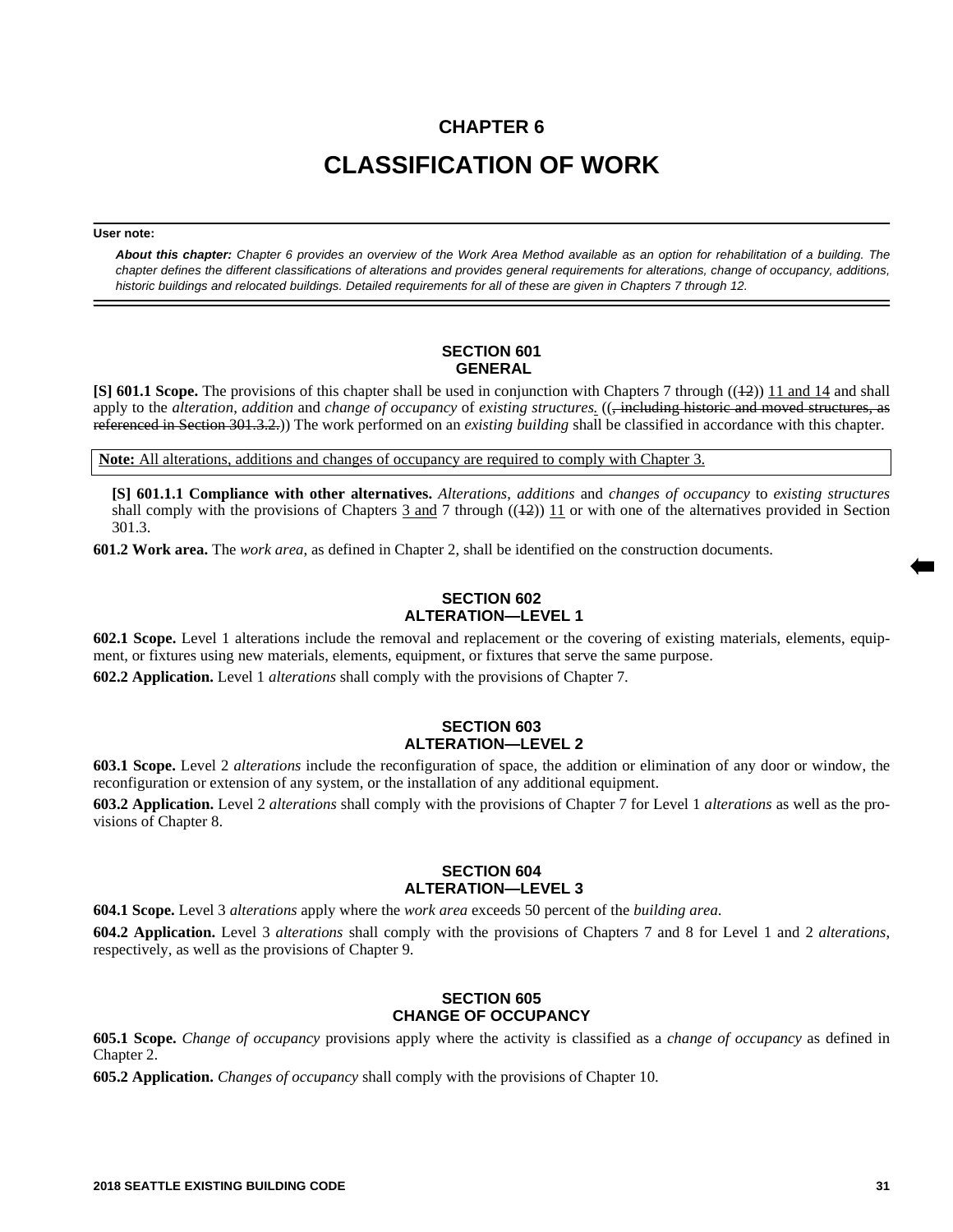# CHAPTER 6

# CLASSIFICATION OF WORK

**User note:**

***About this chapter:*** *Chapter 6 provides an overview of the Work Area Method available as an option for rehabilitation of a building. The chapter defines the different classifications of alterations and provides general requirements for alterations, change of occupancy, additions, historic buildings and relocated buildings. Detailed requirements for all of these are given in Chapters 7 through 12.*

## SECTION 601
## GENERAL

**[S] 601.1 Scope.** The provisions of this chapter shall be used in conjunction with Chapters 7 through ((~~12~~)) <u>11 and 14</u> and shall apply to the *alteration, addition* and *change of occupancy* of *existing structures*<u>.</u> ((~~, including historic and moved structures, as referenced in Section 301.3.2.~~)) The work performed on an *existing building* shall be classified in accordance with this chapter.

**<u>Note:</u>** <u>All alterations, additions and changes of occupancy are required to comply with Chapter 3.</u>

**[S] 601.1.1 Compliance with other alternatives.** *Alterations, additions* and *changes of occupancy* to *existing structures* shall comply with the provisions of Chapters <u>3 and</u> 7 through ((~~12~~)) <u>11</u> or with one of the alternatives provided in Section 301.3.

**601.2 Work area.** The *work area,* as defined in Chapter 2, shall be identified on the construction documents.

## SECTION 602
## ALTERATION—LEVEL 1

**602.1 Scope.** Level 1 alterations include the removal and replacement or the covering of existing materials, elements, equipment, or fixtures using new materials, elements, equipment, or fixtures that serve the same purpose.

**602.2 Application.** Level 1 *alterations* shall comply with the provisions of Chapter 7.

## SECTION 603
## ALTERATION—LEVEL 2

**603.1 Scope.** Level 2 *alterations* include the reconfiguration of space, the addition or elimination of any door or window, the reconfiguration or extension of any system, or the installation of any additional equipment.

**603.2 Application.** Level 2 *alterations* shall comply with the provisions of Chapter 7 for Level 1 *alterations* as well as the provisions of Chapter 8.

## SECTION 604
## ALTERATION—LEVEL 3

**604.1 Scope.** Level 3 *alterations* apply where the *work area* exceeds 50 percent of the *building area.*

**604.2 Application.** Level 3 *alterations* shall comply with the provisions of Chapters 7 and 8 for Level 1 and 2 *alterations*, respectively, as well as the provisions of Chapter 9.

## SECTION 605
## CHANGE OF OCCUPANCY

**605.1 Scope.** *Change of occupancy* provisions apply where the activity is classified as a *change of occupancy* as defined in Chapter 2.

**605.2 Application.** *Changes of occupancy* shall comply with the provisions of Chapter 10.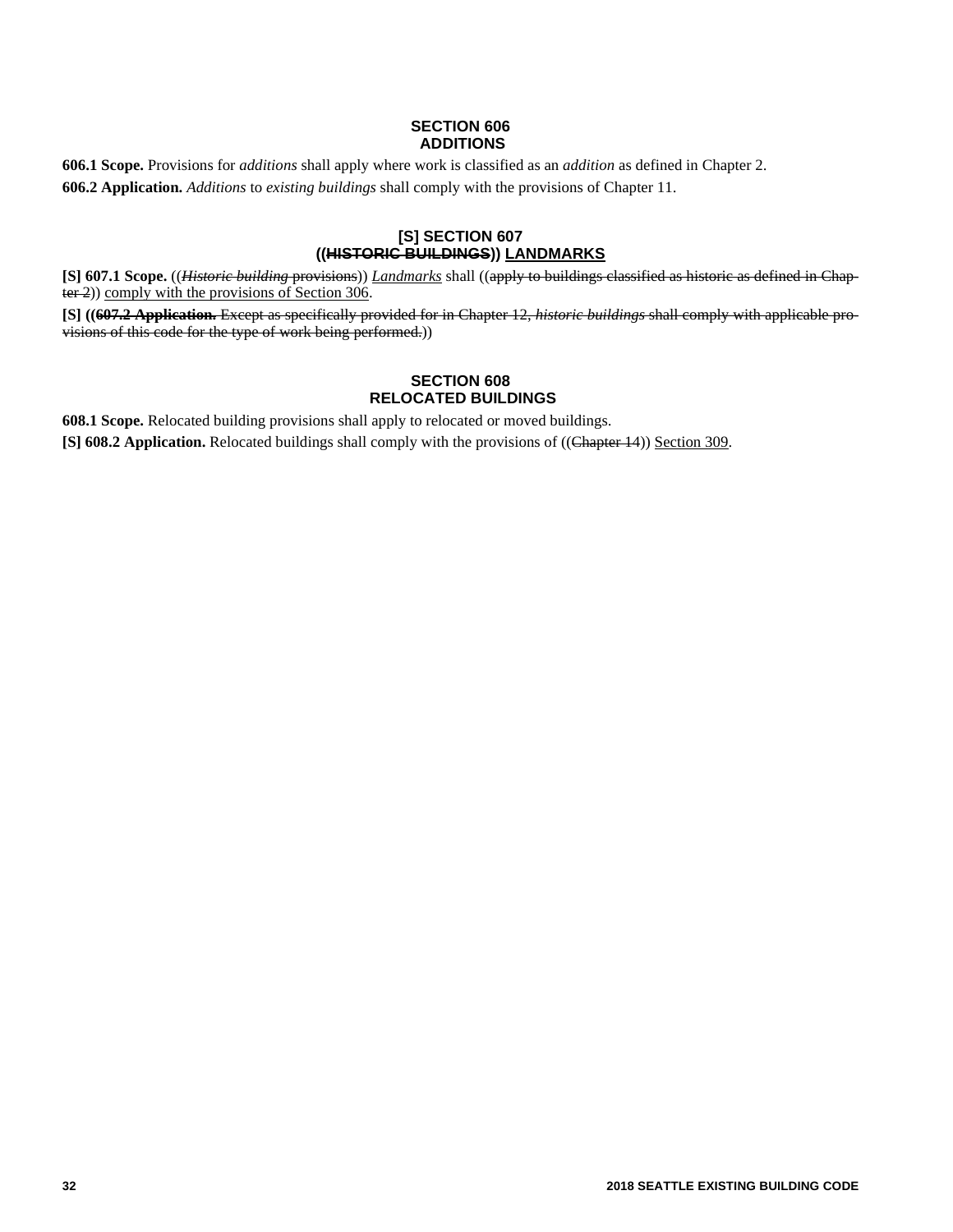## SECTION 606
## ADDITIONS

**606.1 Scope.** Provisions for *additions* shall apply where work is classified as an *addition* as defined in Chapter 2.

**606.2 Application.** *Additions* to *existing buildings* shall comply with the provisions of Chapter 11.

## [S] SECTION 607
## ((~~HISTORIC BUILDINGS~~)) <u>LANDMARKS</u>

**[S] 607.1 Scope.** ((~~*Historic building* provisions~~)) <u>*Landmarks*</u> shall ((~~apply to buildings classified as historic as defined in Chapter 2~~)) <u>comply with the provisions of Section 306</u>.

**[S]** ((~~**607.2 Application.** Except as specifically provided for in Chapter 12, *historic buildings* shall comply with applicable provisions of this code for the type of work being performed.~~))

## SECTION 608
## RELOCATED BUILDINGS

**608.1 Scope.** Relocated building provisions shall apply to relocated or moved buildings.

**[S] 608.2 Application.** Relocated buildings shall comply with the provisions of ((~~Chapter 14~~)) <u>Section 309</u>.